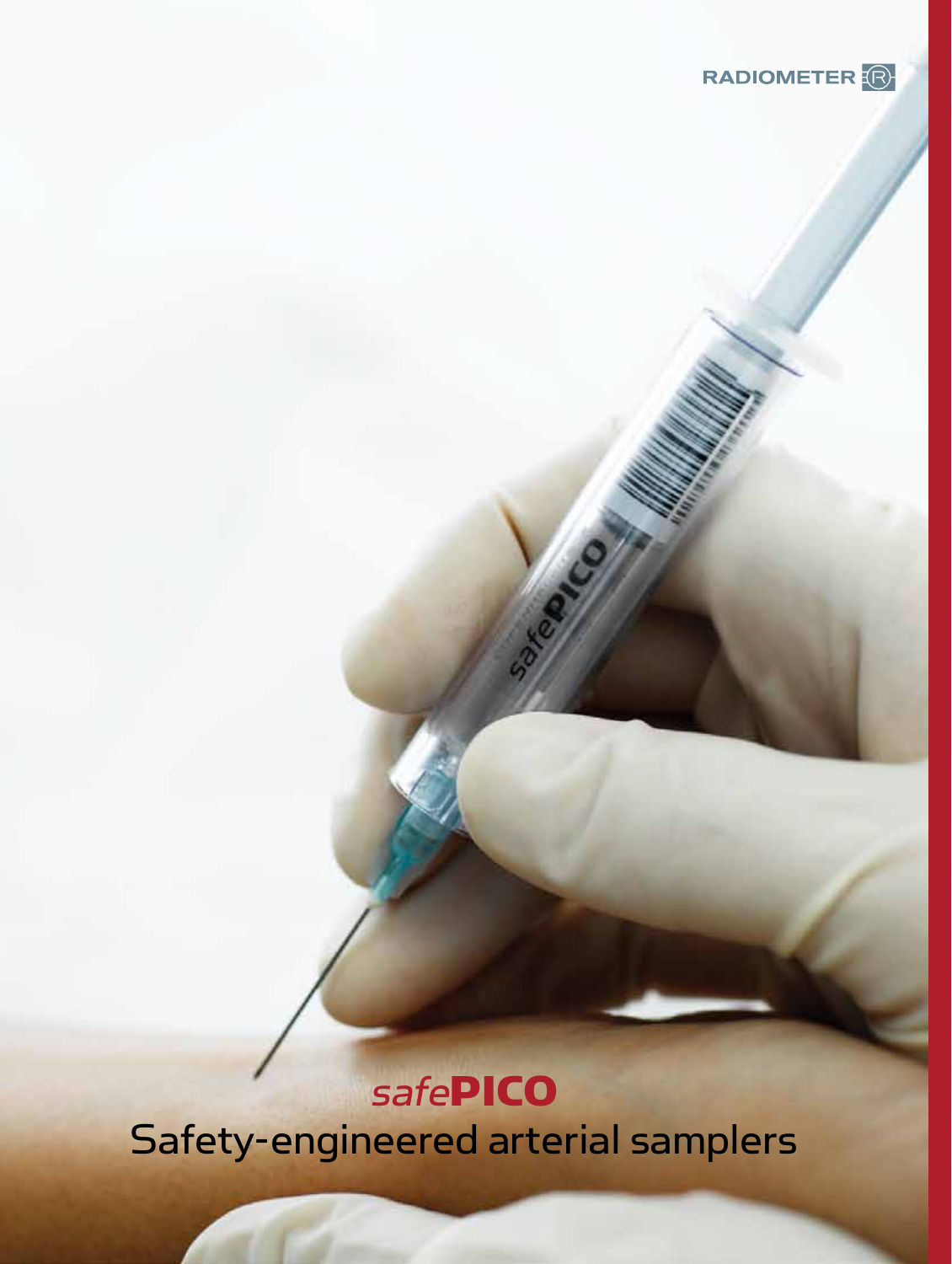RADIOMETER

# *safe*PICO

## Safety-engineered arterial samplers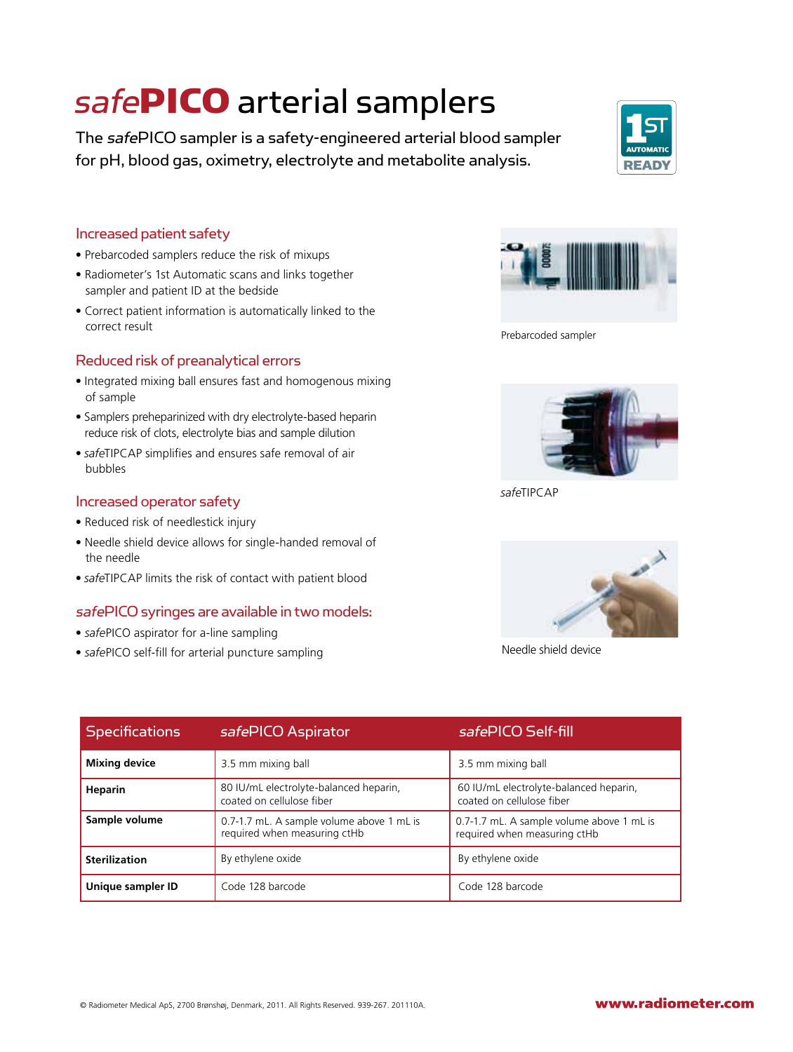# *safe*PICO arterial samplers

The *safe*PICO sampler is a safety-engineered arterial blood sampler for pH, blood gas, oximetry, electrolyte and metabolite analysis.

1ST AUTOMATIC READY

## Increased patient safety

- Prebarcoded samplers reduce the risk of mixups
- Radiometer's 1st Automatic scans and links together sampler and patient ID at the bedside
- Correct patient information is automatically linked to the correct result

## Reduced risk of preanalytical errors

- Integrated mixing ball ensures fast and homogenous mixing of sample
- Samplers preheparinized with dry electrolyte-based heparin reduce risk of clots, electrolyte bias and sample dilution
- *safe*TIPCAP simplifies and ensures safe removal of air bubbles

## Increased operator safety

- Reduced risk of needlestick injury
- Needle shield device allows for single-handed removal of the needle
- *safe*TIPCAP limits the risk of contact with patient blood

## *safe*PICO syringes are available in two models:

- *safe*PICO aspirator for a-line sampling
- *safe*PICO self-fill for arterial puncture sampling

Prebarcoded sampler

*safe*TIPCAP

Needle shield device

| Specifications | *safe*PICO Aspirator | *safe*PICO Self-fill |
|---|---|---|
| **Mixing device** | 3.5 mm mixing ball | 3.5 mm mixing ball |
| **Heparin** | 80 IU/mL electrolyte-balanced heparin, coated on cellulose fiber | 60 IU/mL electrolyte-balanced heparin, coated on cellulose fiber |
| **Sample volume** | 0.7-1.7 mL. A sample volume above 1 mL is required when measuring ctHb | 0.7-1.7 mL. A sample volume above 1 mL is required when measuring ctHb |
| **Sterilization** | By ethylene oxide | By ethylene oxide |
| **Unique sampler ID** | Code 128 barcode | Code 128 barcode |

© Radiometer Medical ApS, 2700 Brønshøj, Denmark, 2011. All Rights Reserved. 939-267. 201110A.

www.radiometer.com